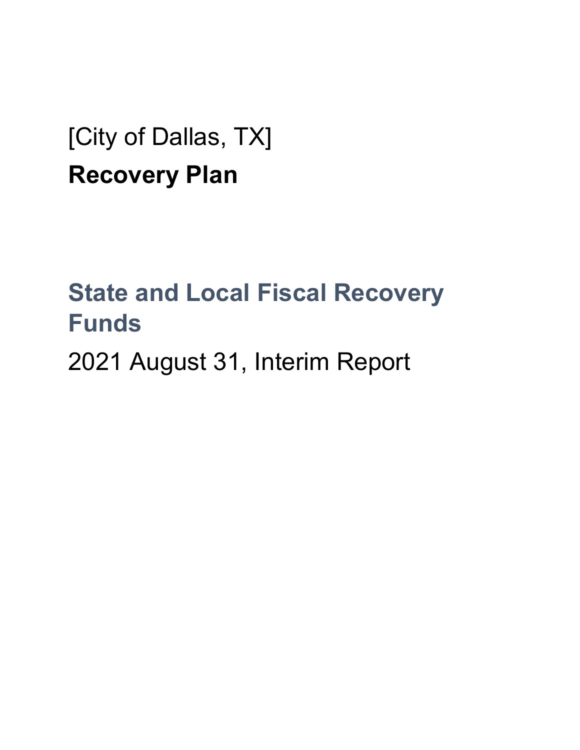[City of Dallas, TX]

# Recovery Plan

## State and Local Fiscal Recovery Funds

2021 August 31, Interim Report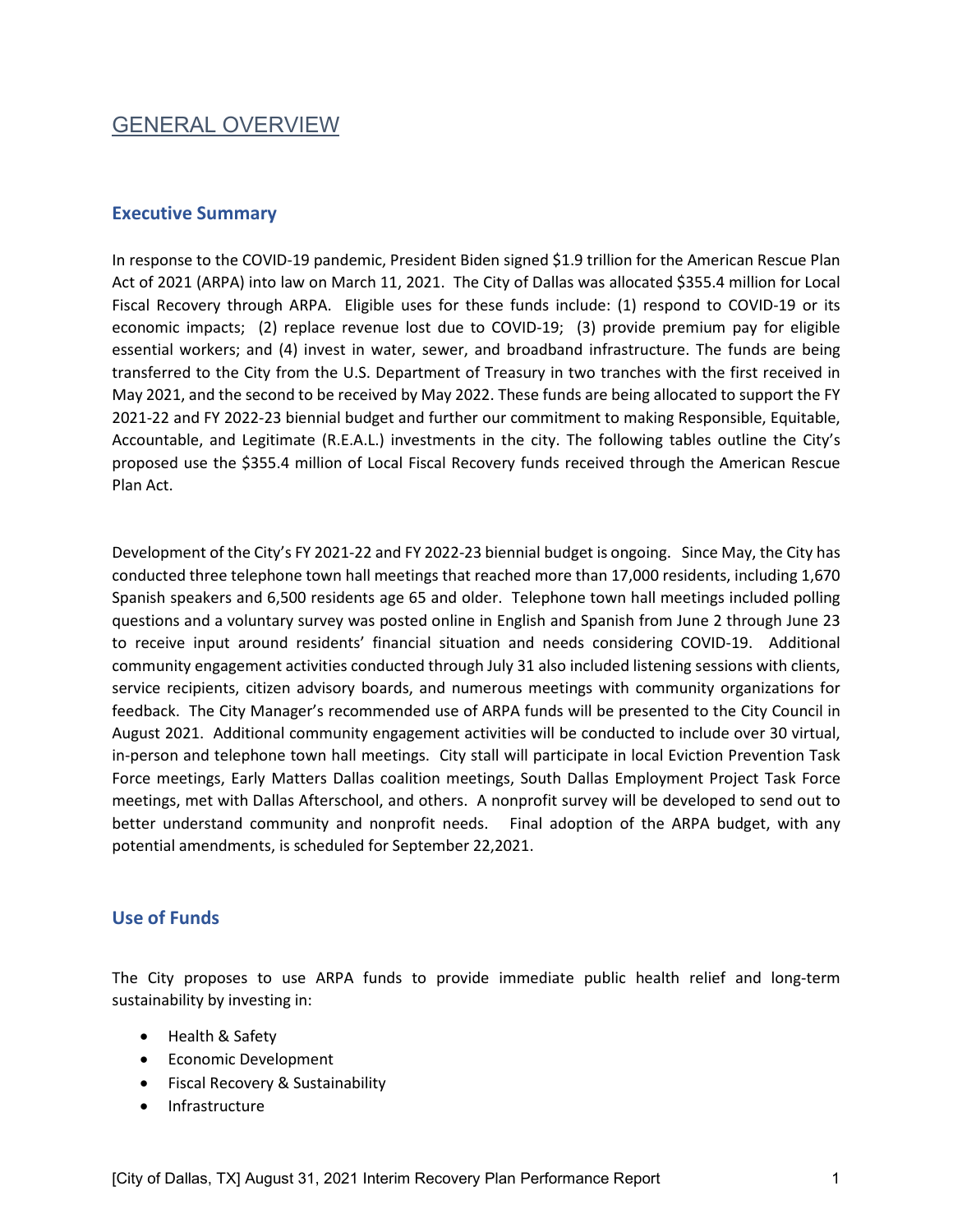# GENERAL OVERVIEW

## Executive Summary

In response to the COVID-19 pandemic, President Biden signed $1.9 trillion for the American Rescue Plan Act of 2021 (ARPA) into law on March 11, 2021. The City of Dallas was allocated $355.4 million for Local Fiscal Recovery through ARPA. Eligible uses for these funds include: (1) respond to COVID-19 or its economic impacts; (2) replace revenue lost due to COVID-19; (3) provide premium pay for eligible essential workers; and (4) invest in water, sewer, and broadband infrastructure. The funds are being transferred to the City from the U.S. Department of Treasury in two tranches with the first received in May 2021, and the second to be received by May 2022. These funds are being allocated to support the FY 2021-22 and FY 2022-23 biennial budget and further our commitment to making Responsible, Equitable, Accountable, and Legitimate (R.E.A.L.) investments in the city. The following tables outline the City's proposed use the $355.4 million of Local Fiscal Recovery funds received through the American Rescue Plan Act.

Development of the City's FY 2021-22 and FY 2022-23 biennial budget is ongoing. Since May, the City has conducted three telephone town hall meetings that reached more than 17,000 residents, including 1,670 Spanish speakers and 6,500 residents age 65 and older. Telephone town hall meetings included polling questions and a voluntary survey was posted online in English and Spanish from June 2 through June 23 to receive input around residents' financial situation and needs considering COVID-19. Additional community engagement activities conducted through July 31 also included listening sessions with clients, service recipients, citizen advisory boards, and numerous meetings with community organizations for feedback. The City Manager's recommended use of ARPA funds will be presented to the City Council in August 2021. Additional community engagement activities will be conducted to include over 30 virtual, in-person and telephone town hall meetings. City stall will participate in local Eviction Prevention Task Force meetings, Early Matters Dallas coalition meetings, South Dallas Employment Project Task Force meetings, met with Dallas Afterschool, and others. A nonprofit survey will be developed to send out to better understand community and nonprofit needs. Final adoption of the ARPA budget, with any potential amendments, is scheduled for September 22,2021.

## Use of Funds

The City proposes to use ARPA funds to provide immediate public health relief and long-term sustainability by investing in:

- Health & Safety
- Economic Development
- Fiscal Recovery & Sustainability
- Infrastructure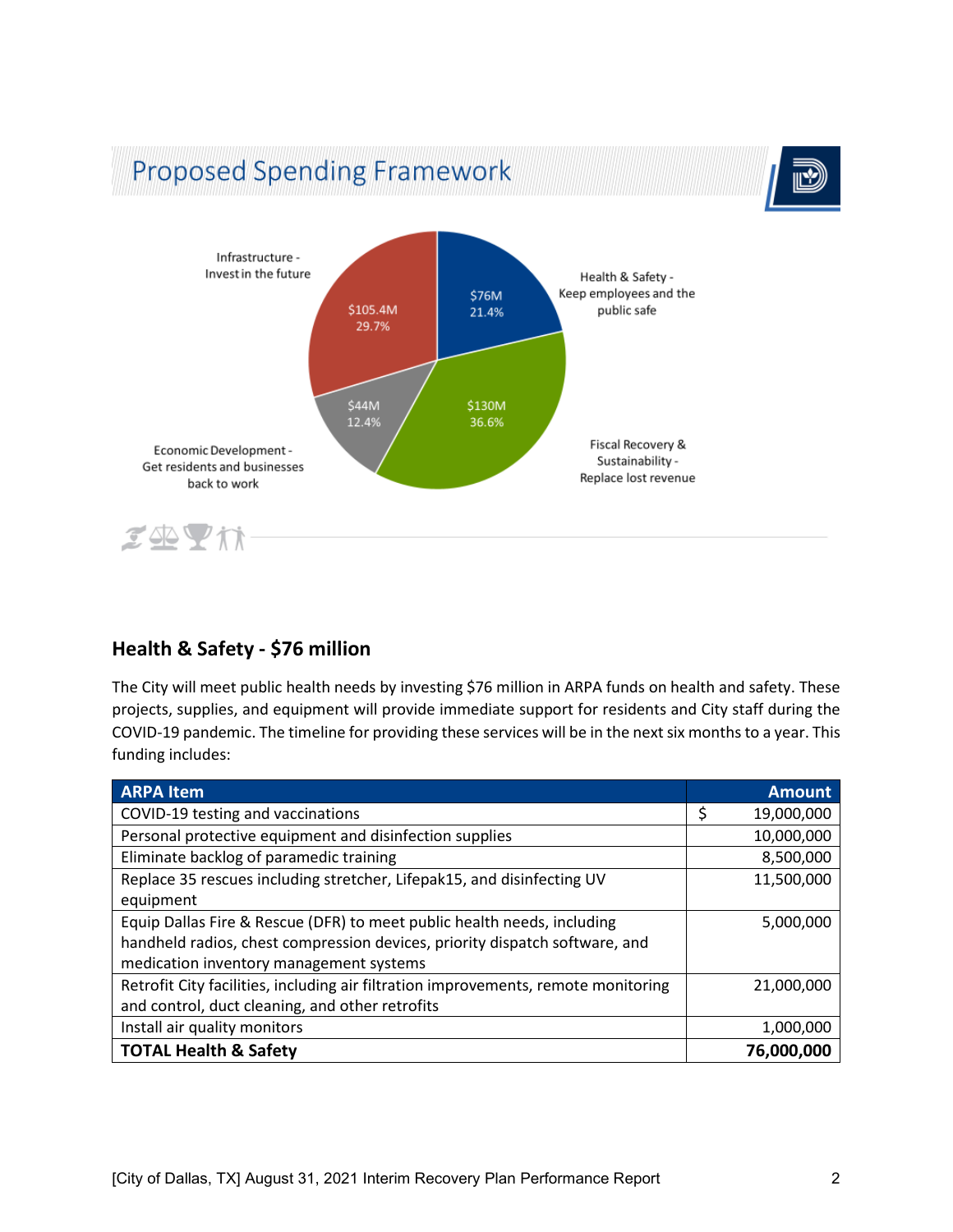## Proposed Spending Framework

Infrastructure - Invest in the future: $105.4M, 29.7%

Health & Safety - Keep employees and the public safe: $76M, 21.4%

Fiscal Recovery & Sustainability - Replace lost revenue: $130M, 36.6%

Economic Development - Get residents and businesses back to work: $44M, 12.4%

## Health & Safety - $76 million

The City will meet public health needs by investing $76 million in ARPA funds on health and safety. These projects, supplies, and equipment will provide immediate support for residents and City staff during the COVID-19 pandemic. The timeline for providing these services will be in the next six months to a year. This funding includes:

| ARPA Item | Amount |
| --- | ---: |
| COVID-19 testing and vaccinations | $ 19,000,000 |
| Personal protective equipment and disinfection supplies | 10,000,000 |
| Eliminate backlog of paramedic training | 8,500,000 |
| Replace 35 rescues including stretcher, Lifepak15, and disinfecting UV equipment | 11,500,000 |
| Equip Dallas Fire & Rescue (DFR) to meet public health needs, including handheld radios, chest compression devices, priority dispatch software, and medication inventory management systems | 5,000,000 |
| Retrofit City facilities, including air filtration improvements, remote monitoring and control, duct cleaning, and other retrofits | 21,000,000 |
| Install air quality monitors | 1,000,000 |
| **TOTAL Health & Safety** | **76,000,000** |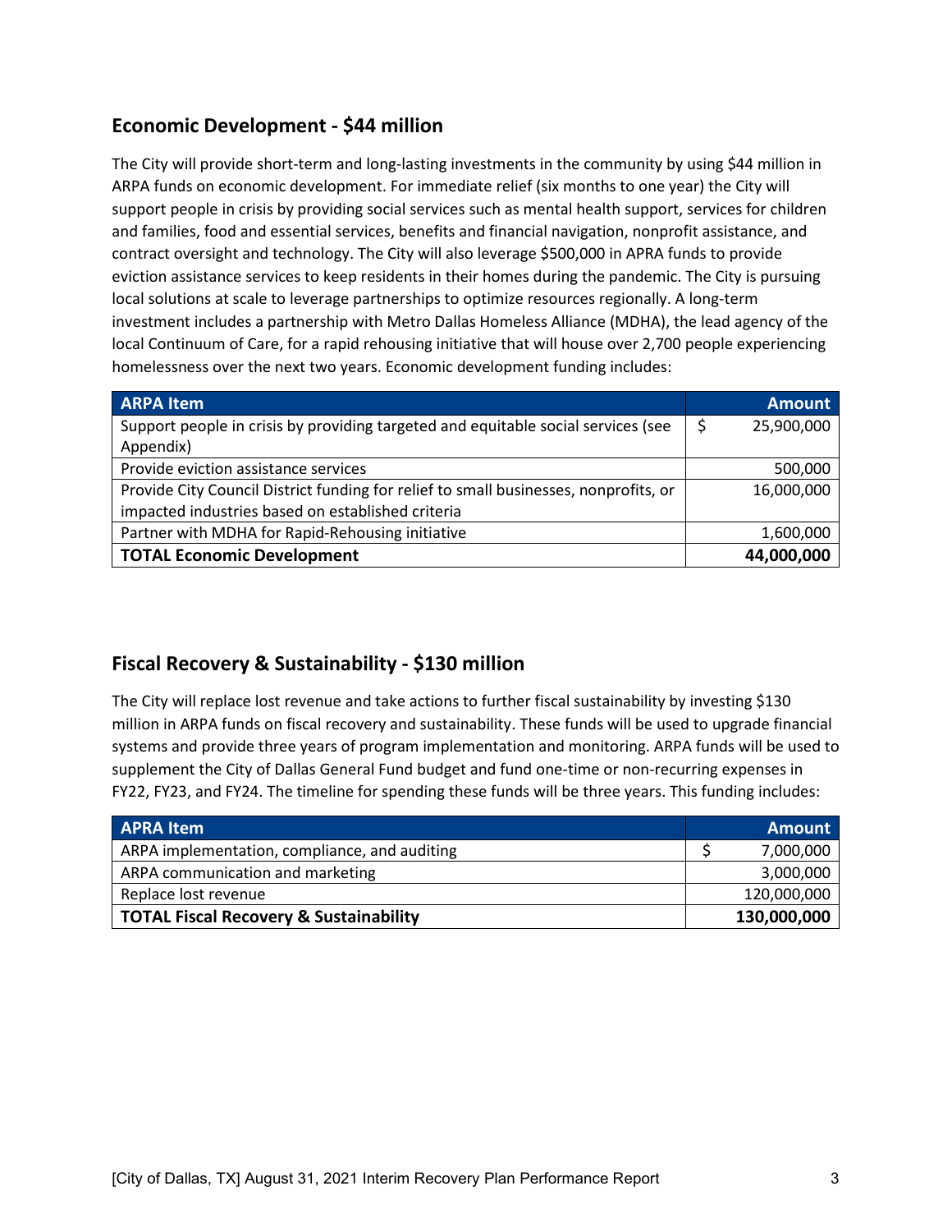## Economic Development - $44 million

The City will provide short-term and long-lasting investments in the community by using $44 million in ARPA funds on economic development. For immediate relief (six months to one year) the City will support people in crisis by providing social services such as mental health support, services for children and families, food and essential services, benefits and financial navigation, nonprofit assistance, and contract oversight and technology. The City will also leverage $500,000 in APRA funds to provide eviction assistance services to keep residents in their homes during the pandemic. The City is pursuing local solutions at scale to leverage partnerships to optimize resources regionally. A long-term investment includes a partnership with Metro Dallas Homeless Alliance (MDHA), the lead agency of the local Continuum of Care, for a rapid rehousing initiative that will house over 2,700 people experiencing homelessness over the next two years. Economic development funding includes:

| ARPA Item | Amount |
|---|---|
| Support people in crisis by providing targeted and equitable social services (see Appendix) | $ 25,900,000 |
| Provide eviction assistance services | 500,000 |
| Provide City Council District funding for relief to small businesses, nonprofits, or impacted industries based on established criteria | 16,000,000 |
| Partner with MDHA for Rapid-Rehousing initiative | 1,600,000 |
| **TOTAL Economic Development** | **44,000,000** |

## Fiscal Recovery & Sustainability - $130 million

The City will replace lost revenue and take actions to further fiscal sustainability by investing $130 million in ARPA funds on fiscal recovery and sustainability. These funds will be used to upgrade financial systems and provide three years of program implementation and monitoring. ARPA funds will be used to supplement the City of Dallas General Fund budget and fund one-time or non-recurring expenses in FY22, FY23, and FY24. The timeline for spending these funds will be three years. This funding includes:

| APRA Item | Amount |
|---|---|
| ARPA implementation, compliance, and auditing | $ 7,000,000 |
| ARPA communication and marketing | 3,000,000 |
| Replace lost revenue | 120,000,000 |
| **TOTAL Fiscal Recovery & Sustainability** | **130,000,000** |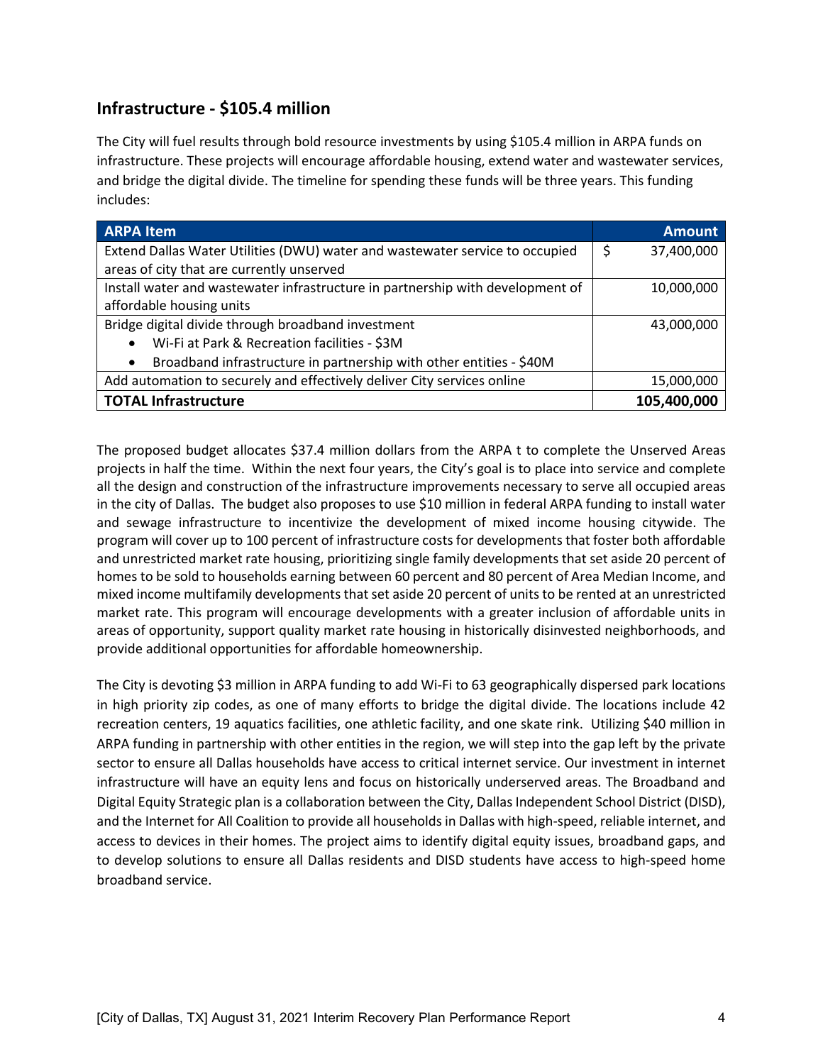## Infrastructure - $105.4 million

The City will fuel results through bold resource investments by using $105.4 million in ARPA funds on infrastructure. These projects will encourage affordable housing, extend water and wastewater services, and bridge the digital divide. The timeline for spending these funds will be three years. This funding includes:

| ARPA Item | Amount |
|---|---|
| Extend Dallas Water Utilities (DWU) water and wastewater service to occupied areas of city that are currently unserved | $ 37,400,000 |
| Install water and wastewater infrastructure in partnership with development of affordable housing units | 10,000,000 |
| Bridge digital divide through broadband investment<br>• Wi-Fi at Park & Recreation facilities - $3M<br>• Broadband infrastructure in partnership with other entities - $40M | 43,000,000 |
| Add automation to securely and effectively deliver City services online | 15,000,000 |
| **TOTAL Infrastructure** | **105,400,000** |

The proposed budget allocates $37.4 million dollars from the ARPA t to complete the Unserved Areas projects in half the time. Within the next four years, the City's goal is to place into service and complete all the design and construction of the infrastructure improvements necessary to serve all occupied areas in the city of Dallas. The budget also proposes to use $10 million in federal ARPA funding to install water and sewage infrastructure to incentivize the development of mixed income housing citywide. The program will cover up to 100 percent of infrastructure costs for developments that foster both affordable and unrestricted market rate housing, prioritizing single family developments that set aside 20 percent of homes to be sold to households earning between 60 percent and 80 percent of Area Median Income, and mixed income multifamily developments that set aside 20 percent of units to be rented at an unrestricted market rate. This program will encourage developments with a greater inclusion of affordable units in areas of opportunity, support quality market rate housing in historically disinvested neighborhoods, and provide additional opportunities for affordable homeownership.

The City is devoting $3 million in ARPA funding to add Wi-Fi to 63 geographically dispersed park locations in high priority zip codes, as one of many efforts to bridge the digital divide. The locations include 42 recreation centers, 19 aquatics facilities, one athletic facility, and one skate rink. Utilizing $40 million in ARPA funding in partnership with other entities in the region, we will step into the gap left by the private sector to ensure all Dallas households have access to critical internet service. Our investment in internet infrastructure will have an equity lens and focus on historically underserved areas. The Broadband and Digital Equity Strategic plan is a collaboration between the City, Dallas Independent School District (DISD), and the Internet for All Coalition to provide all households in Dallas with high-speed, reliable internet, and access to devices in their homes. The project aims to identify digital equity issues, broadband gaps, and to develop solutions to ensure all Dallas residents and DISD students have access to high-speed home broadband service.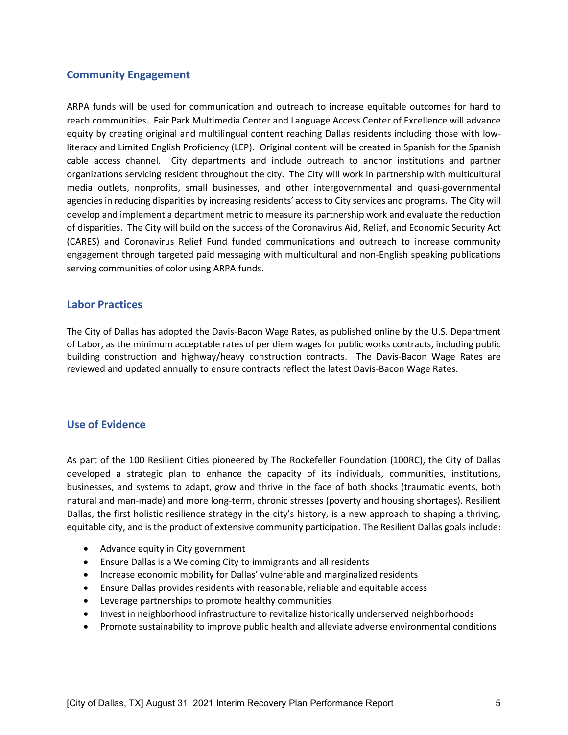## Community Engagement

ARPA funds will be used for communication and outreach to increase equitable outcomes for hard to reach communities. Fair Park Multimedia Center and Language Access Center of Excellence will advance equity by creating original and multilingual content reaching Dallas residents including those with low-literacy and Limited English Proficiency (LEP). Original content will be created in Spanish for the Spanish cable access channel. City departments and include outreach to anchor institutions and partner organizations servicing resident throughout the city. The City will work in partnership with multicultural media outlets, nonprofits, small businesses, and other intergovernmental and quasi-governmental agencies in reducing disparities by increasing residents' access to City services and programs. The City will develop and implement a department metric to measure its partnership work and evaluate the reduction of disparities. The City will build on the success of the Coronavirus Aid, Relief, and Economic Security Act (CARES) and Coronavirus Relief Fund funded communications and outreach to increase community engagement through targeted paid messaging with multicultural and non-English speaking publications serving communities of color using ARPA funds.

## Labor Practices

The City of Dallas has adopted the Davis-Bacon Wage Rates, as published online by the U.S. Department of Labor, as the minimum acceptable rates of per diem wages for public works contracts, including public building construction and highway/heavy construction contracts. The Davis-Bacon Wage Rates are reviewed and updated annually to ensure contracts reflect the latest Davis-Bacon Wage Rates.

## Use of Evidence

As part of the 100 Resilient Cities pioneered by The Rockefeller Foundation (100RC), the City of Dallas developed a strategic plan to enhance the capacity of its individuals, communities, institutions, businesses, and systems to adapt, grow and thrive in the face of both shocks (traumatic events, both natural and man-made) and more long-term, chronic stresses (poverty and housing shortages). Resilient Dallas, the first holistic resilience strategy in the city's history, is a new approach to shaping a thriving, equitable city, and is the product of extensive community participation. The Resilient Dallas goals include:

- Advance equity in City government
- Ensure Dallas is a Welcoming City to immigrants and all residents
- Increase economic mobility for Dallas' vulnerable and marginalized residents
- Ensure Dallas provides residents with reasonable, reliable and equitable access
- Leverage partnerships to promote healthy communities
- Invest in neighborhood infrastructure to revitalize historically underserved neighborhoods
- Promote sustainability to improve public health and alleviate adverse environmental conditions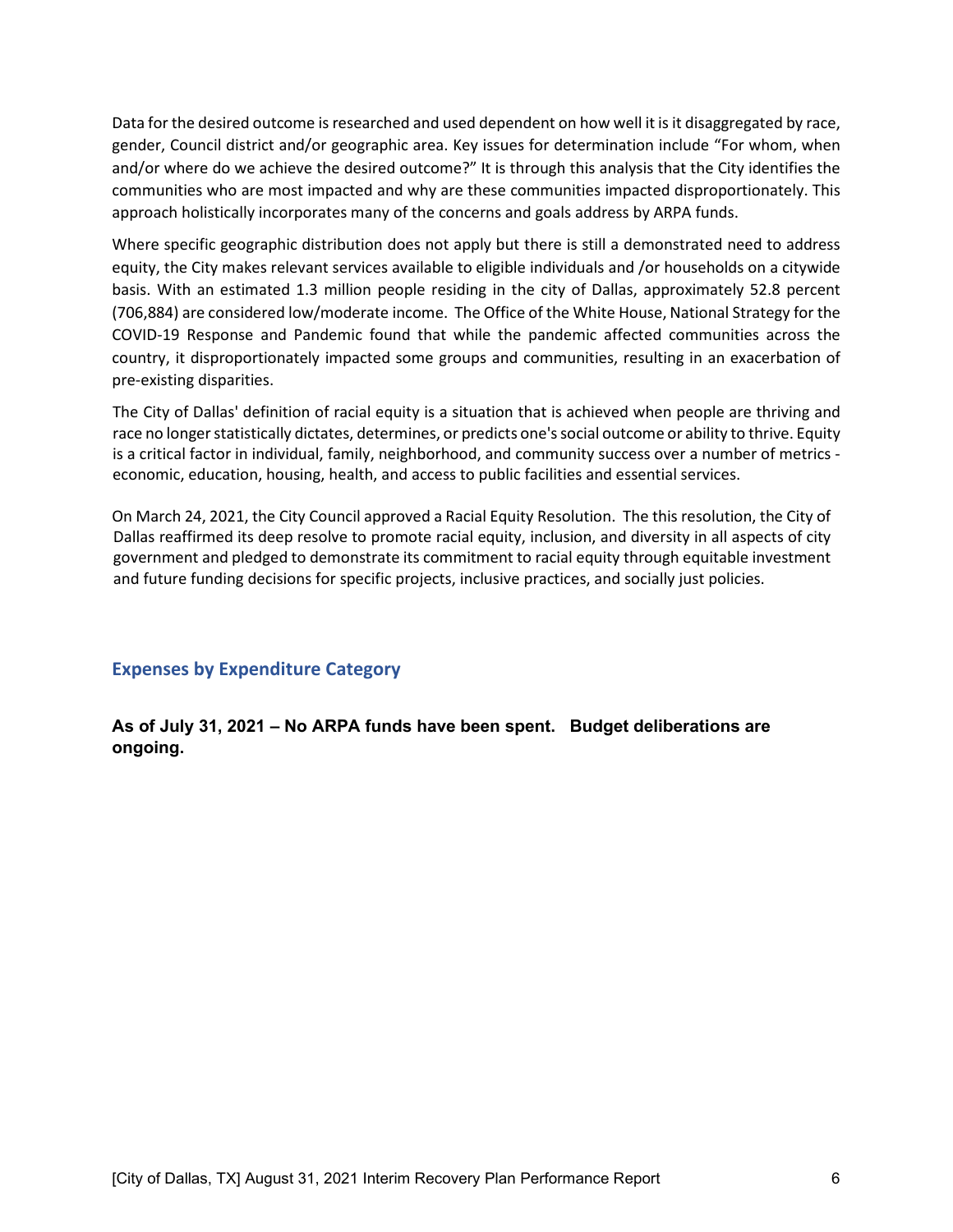Data for the desired outcome is researched and used dependent on how well it is it disaggregated by race, gender, Council district and/or geographic area. Key issues for determination include "For whom, when and/or where do we achieve the desired outcome?" It is through this analysis that the City identifies the communities who are most impacted and why are these communities impacted disproportionately. This approach holistically incorporates many of the concerns and goals address by ARPA funds.

Where specific geographic distribution does not apply but there is still a demonstrated need to address equity, the City makes relevant services available to eligible individuals and /or households on a citywide basis. With an estimated 1.3 million people residing in the city of Dallas, approximately 52.8 percent (706,884) are considered low/moderate income. The Office of the White House, National Strategy for the COVID-19 Response and Pandemic found that while the pandemic affected communities across the country, it disproportionately impacted some groups and communities, resulting in an exacerbation of pre-existing disparities.

The City of Dallas' definition of racial equity is a situation that is achieved when people are thriving and race no longer statistically dictates, determines, or predicts one's social outcome or ability to thrive. Equity is a critical factor in individual, family, neighborhood, and community success over a number of metrics - economic, education, housing, health, and access to public facilities and essential services.

On March 24, 2021, the City Council approved a Racial Equity Resolution. The this resolution, the City of Dallas reaffirmed its deep resolve to promote racial equity, inclusion, and diversity in all aspects of city government and pledged to demonstrate its commitment to racial equity through equitable investment and future funding decisions for specific projects, inclusive practices, and socially just policies.

## Expenses by Expenditure Category

**As of July 31, 2021 – No ARPA funds have been spent. Budget deliberations are ongoing.**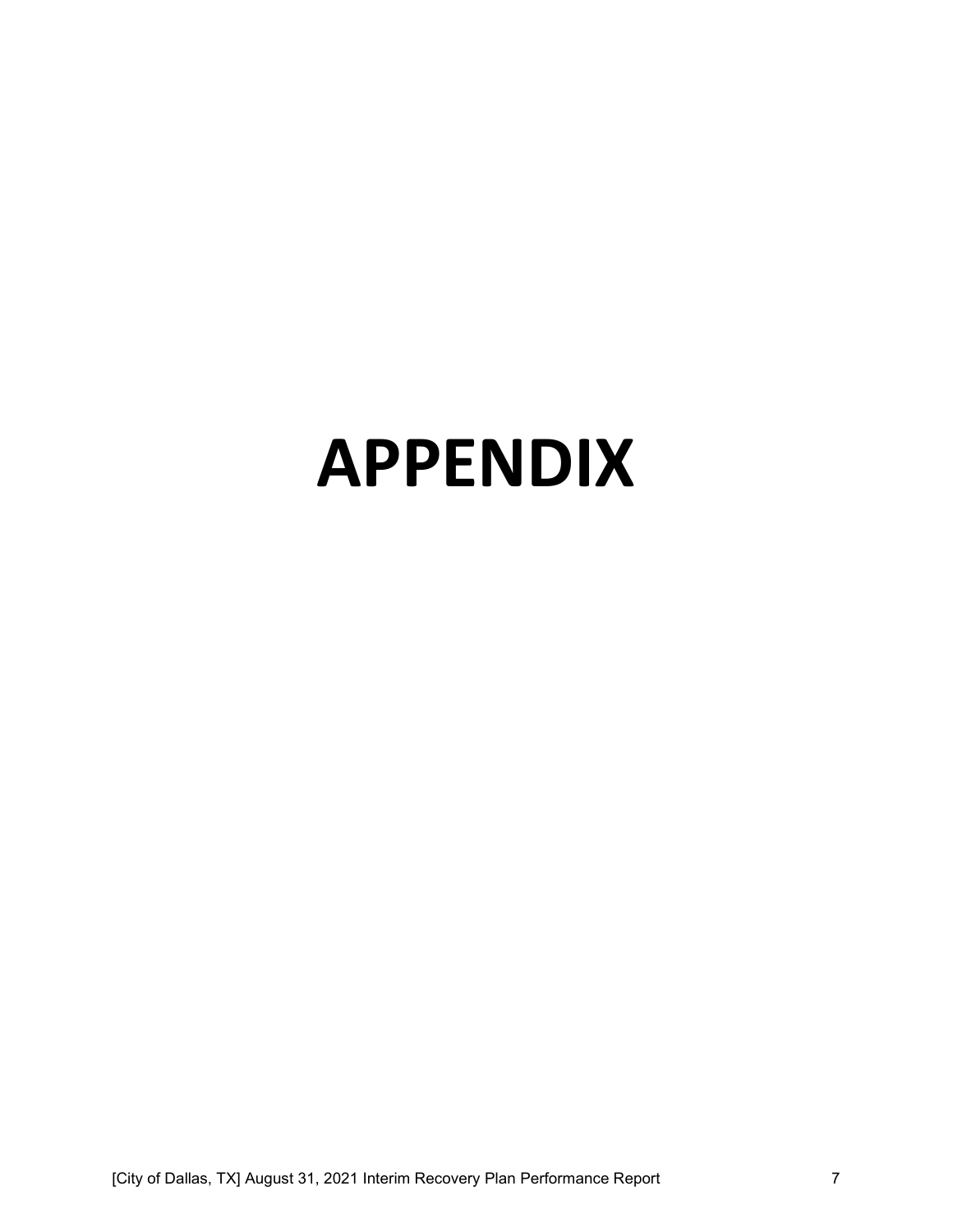# APPENDIX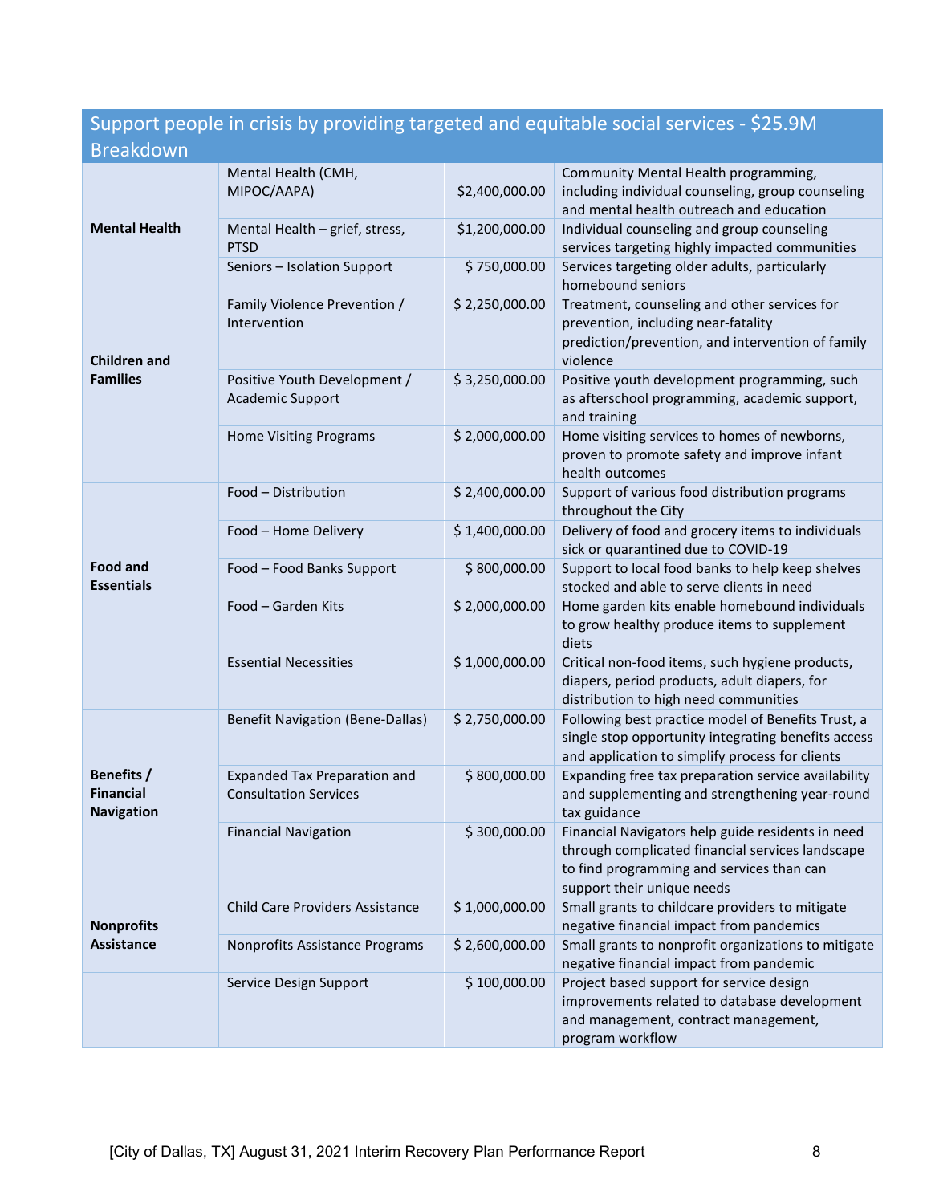| Support people in crisis by providing targeted and equitable social services - $25.9M Breakdown | | | |
|---|---|---|---|
| **Mental Health** | Mental Health (CMH, MIPOC/AAPA) | $2,400,000.00 | Community Mental Health programming, including individual counseling, group counseling and mental health outreach and education |
| | Mental Health – grief, stress, PTSD | $1,200,000.00 | Individual counseling and group counseling services targeting highly impacted communities |
| | Seniors – Isolation Support | $ 750,000.00 | Services targeting older adults, particularly homebound seniors |
| **Children and Families** | Family Violence Prevention / Intervention | $ 2,250,000.00 | Treatment, counseling and other services for prevention, including near-fatality prediction/prevention, and intervention of family violence |
| | Positive Youth Development / Academic Support | $ 3,250,000.00 | Positive youth development programming, such as afterschool programming, academic support, and training |
| | Home Visiting Programs | $ 2,000,000.00 | Home visiting services to homes of newborns, proven to promote safety and improve infant health outcomes |
| **Food and Essentials** | Food – Distribution | $ 2,400,000.00 | Support of various food distribution programs throughout the City |
| | Food – Home Delivery | $ 1,400,000.00 | Delivery of food and grocery items to individuals sick or quarantined due to COVID-19 |
| | Food – Food Banks Support | $ 800,000.00 | Support to local food banks to help keep shelves stocked and able to serve clients in need |
| | Food – Garden Kits | $ 2,000,000.00 | Home garden kits enable homebound individuals to grow healthy produce items to supplement diets |
| | Essential Necessities | $ 1,000,000.00 | Critical non-food items, such hygiene products, diapers, period products, adult diapers, for distribution to high need communities |
| **Benefits / Financial Navigation** | Benefit Navigation (Bene-Dallas) | $ 2,750,000.00 | Following best practice model of Benefits Trust, a single stop opportunity integrating benefits access and application to simplify process for clients |
| | Expanded Tax Preparation and Consultation Services | $ 800,000.00 | Expanding free tax preparation service availability and supplementing and strengthening year-round tax guidance |
| | Financial Navigation | $ 300,000.00 | Financial Navigators help guide residents in need through complicated financial services landscape to find programming and services than can support their unique needs |
| **Nonprofits Assistance** | Child Care Providers Assistance | $ 1,000,000.00 | Small grants to childcare providers to mitigate negative financial impact from pandemics |
| | Nonprofits Assistance Programs | $ 2,600,000.00 | Small grants to nonprofit organizations to mitigate negative financial impact from pandemic |
| | Service Design Support | $ 100,000.00 | Project based support for service design improvements related to database development and management, contract management, program workflow |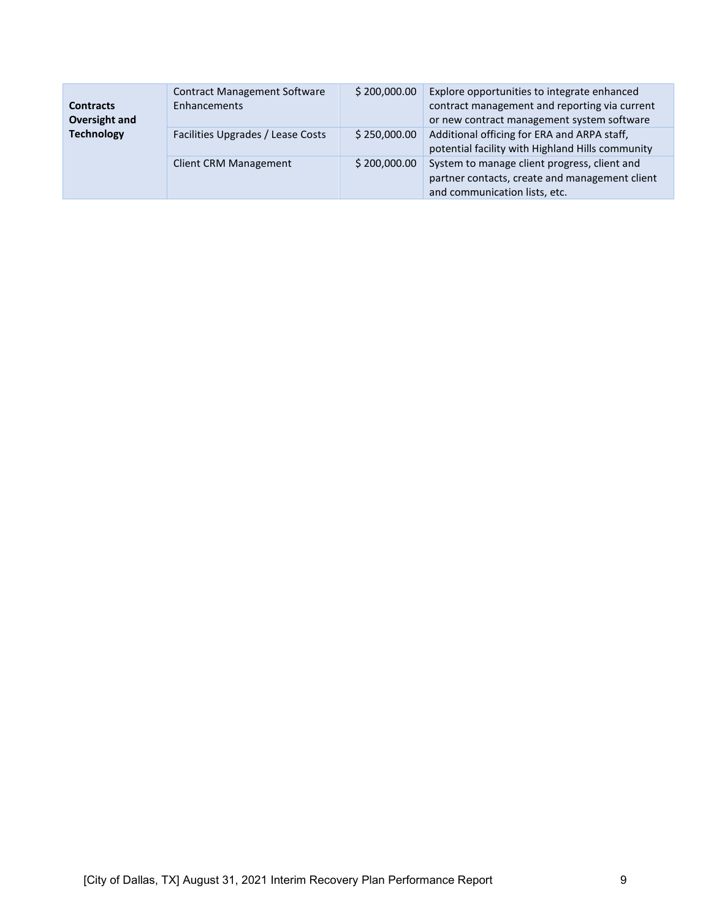| | | | |
|---|---|---|---|
| **Contracts Oversight and Technology** | Contract Management Software Enhancements | $ 200,000.00 | Explore opportunities to integrate enhanced contract management and reporting via current or new contract management system software |
| | Facilities Upgrades / Lease Costs | $ 250,000.00 | Additional officing for ERA and ARPA staff, potential facility with Highland Hills community |
| | Client CRM Management | $ 200,000.00 | System to manage client progress, client and partner contacts, create and management client and communication lists, etc. |